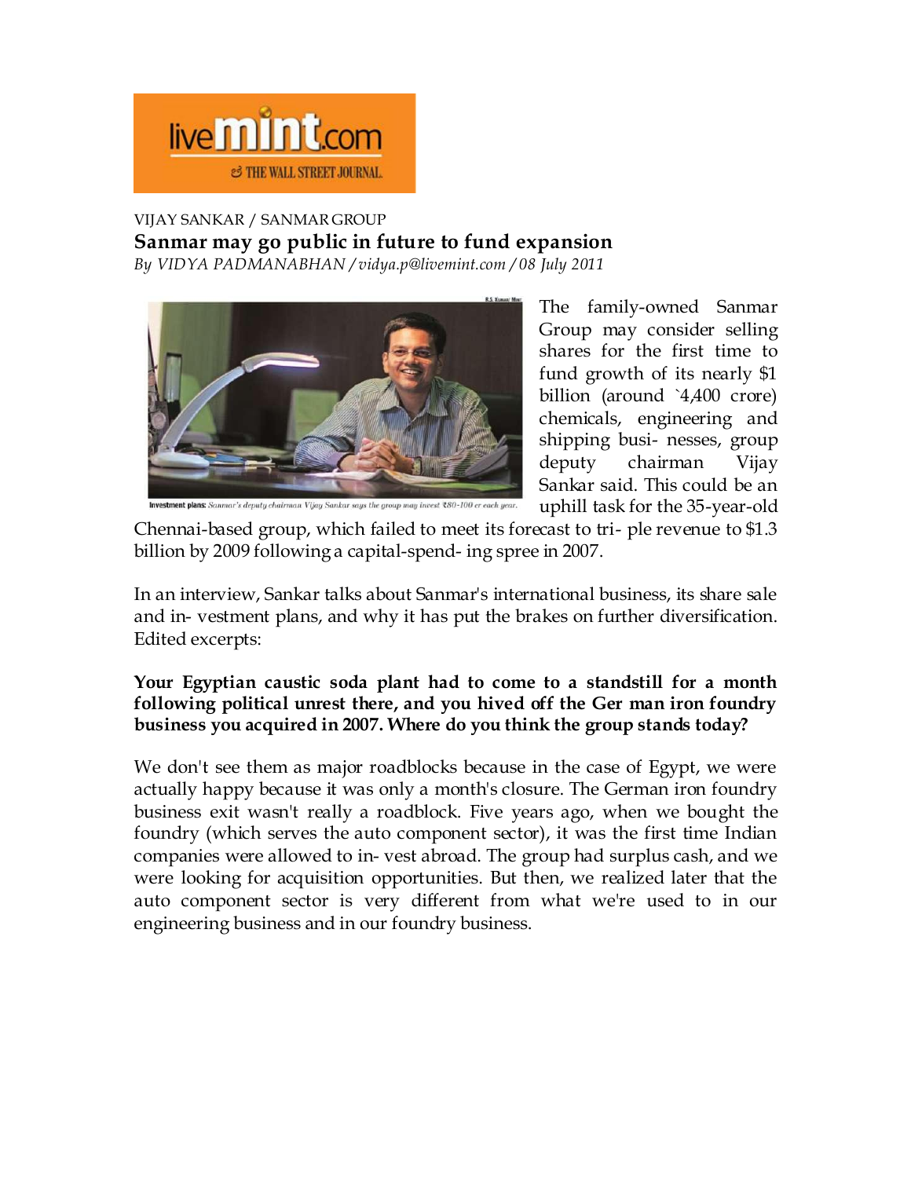livemint.com
THE WALL STREET JOURNAL.

VIJAY SANKAR / SANMAR GROUP

## Sanmar may go public in future to fund expansion

*By VIDYA PADMANABHAN / vidya.p@livemint.com / 08 July 2011*

**Investment plans:** *Sanmar's deputy chairman Vijay Sankar says the group may invest ₹80-100 cr each year.*

The family-owned Sanmar Group may consider selling shares for the first time to fund growth of its nearly $1 billion (around `4,400 crore) chemicals, engineering and shipping busi- nesses, group deputy chairman Vijay Sankar said. This could be an uphill task for the 35-year-old Chennai-based group, which failed to meet its forecast to tri- ple revenue to $1.3 billion by 2009 following a capital-spend- ing spree in 2007.

In an interview, Sankar talks about Sanmar's international business, its share sale and in- vestment plans, and why it has put the brakes on further diversification. Edited excerpts:

**Your Egyptian caustic soda plant had to come to a standstill for a month following political unrest there, and you hived off the Ger man iron foundry business you acquired in 2007. Where do you think the group stands today?**

We don't see them as major roadblocks because in the case of Egypt, we were actually happy because it was only a month's closure. The German iron foundry business exit wasn't really a roadblock. Five years ago, when we bought the foundry (which serves the auto component sector), it was the first time Indian companies were allowed to in- vest abroad. The group had surplus cash, and we were looking for acquisition opportunities. But then, we realized later that the auto component sector is very different from what we're used to in our engineering business and in our foundry business.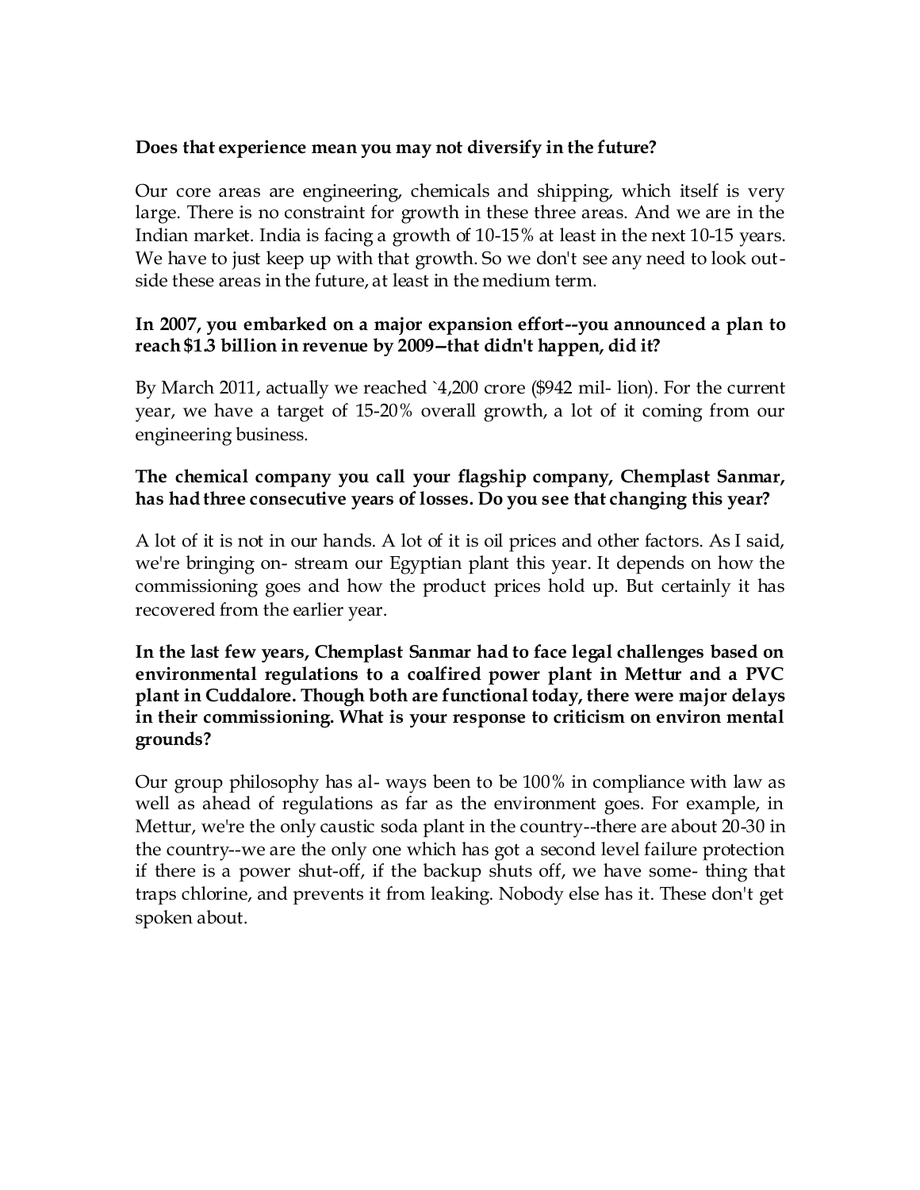**Does that experience mean you may not diversify in the future?**

Our core areas are engineering, chemicals and shipping, which itself is very large. There is no constraint for growth in these three areas. And we are in the Indian market. India is facing a growth of 10-15% at least in the next 10-15 years. We have to just keep up with that growth. So we don't see any need to look outside these areas in the future, at least in the medium term.

**In 2007, you embarked on a major expansion effort--you announced a plan to reach $1.3 billion in revenue by 2009—that didn't happen, did it?**

By March 2011, actually we reached `4,200 crore ($942 mil- lion). For the current year, we have a target of 15-20% overall growth, a lot of it coming from our engineering business.

**The chemical company you call your flagship company, Chemplast Sanmar, has had three consecutive years of losses. Do you see that changing this year?**

A lot of it is not in our hands. A lot of it is oil prices and other factors. As I said, we're bringing on- stream our Egyptian plant this year. It depends on how the commissioning goes and how the product prices hold up. But certainly it has recovered from the earlier year.

**In the last few years, Chemplast Sanmar had to face legal challenges based on environmental regulations to a coalfired power plant in Mettur and a PVC plant in Cuddalore. Though both are functional today, there were major delays in their commissioning. What is your response to criticism on environ mental grounds?**

Our group philosophy has al- ways been to be 100% in compliance with law as well as ahead of regulations as far as the environment goes. For example, in Mettur, we're the only caustic soda plant in the country--there are about 20-30 in the country--we are the only one which has got a second level failure protection if there is a power shut-off, if the backup shuts off, we have some- thing that traps chlorine, and prevents it from leaking. Nobody else has it. These don't get spoken about.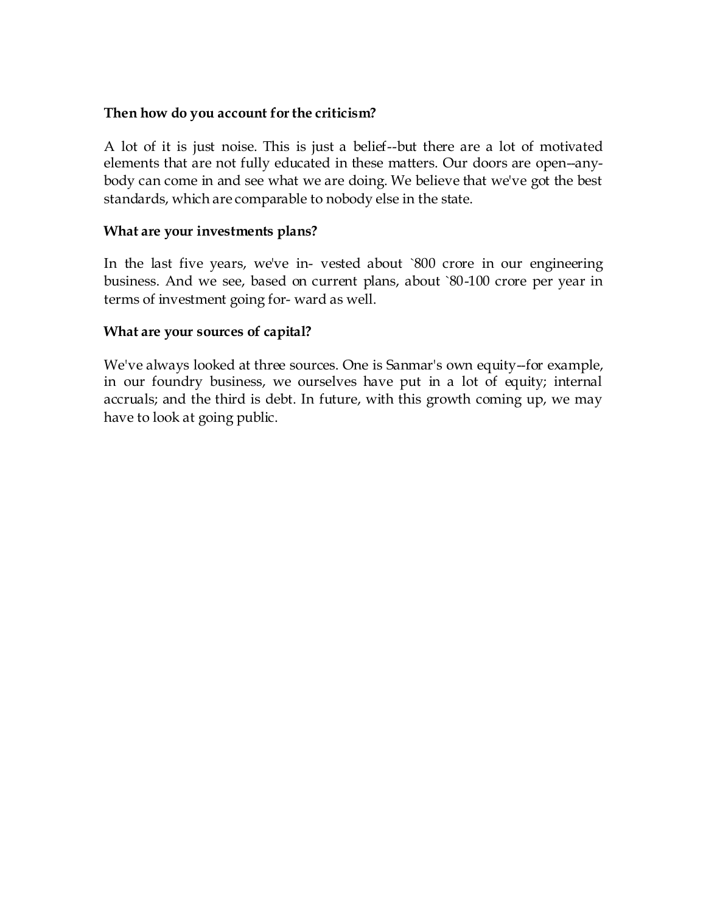**Then how do you account for the criticism?**

A lot of it is just noise. This is just a belief--but there are a lot of motivated elements that are not fully educated in these matters. Our doors are open--anybody can come in and see what we are doing. We believe that we've got the best standards, which are comparable to nobody else in the state.

**What are your investments plans?**

In the last five years, we've in- vested about `800 crore in our engineering business. And we see, based on current plans, about `80-100 crore per year in terms of investment going for- ward as well.

**What are your sources of capital?**

We've always looked at three sources. One is Sanmar's own equity--for example, in our foundry business, we ourselves have put in a lot of equity; internal accruals; and the third is debt. In future, with this growth coming up, we may have to look at going public.